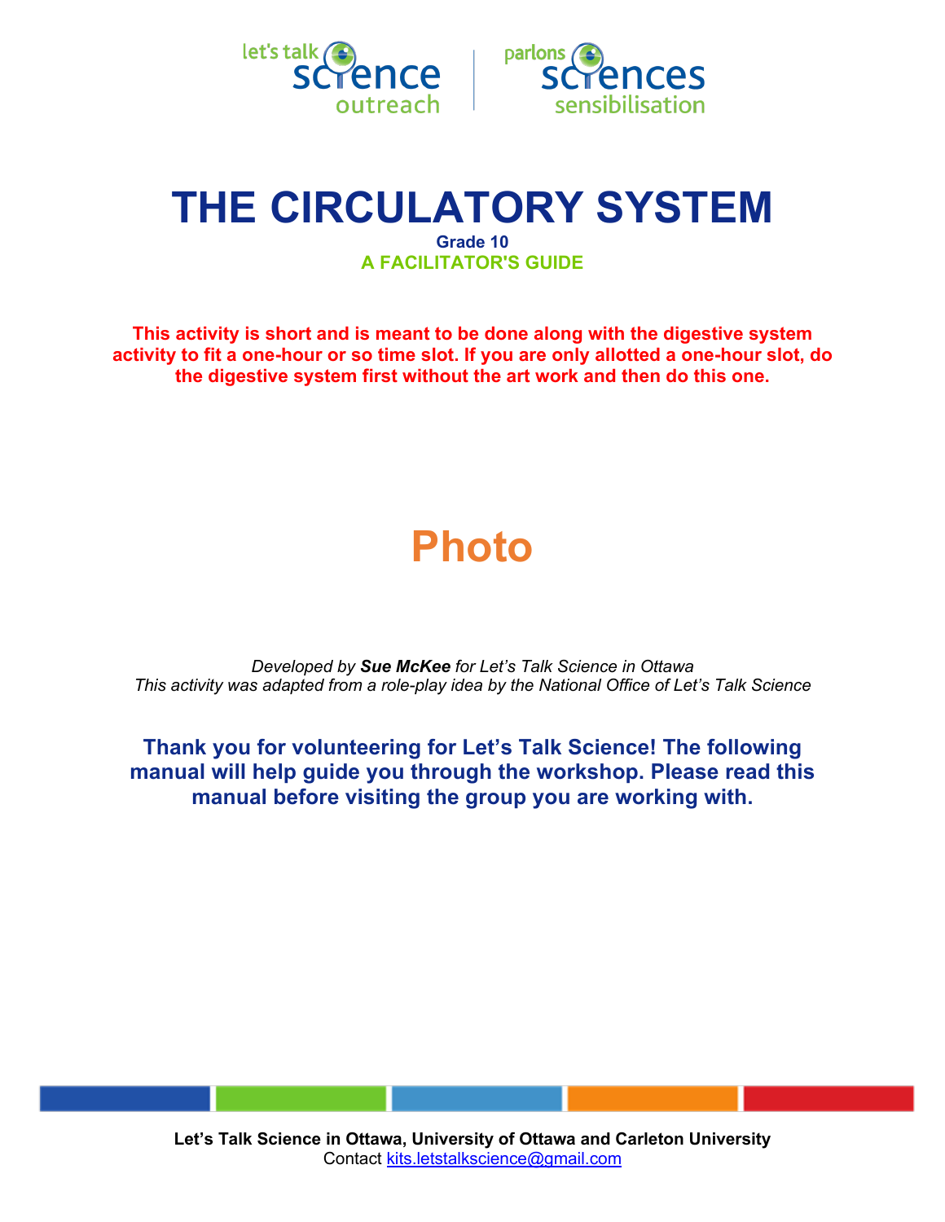let's talk science outreach | parlons sciences sensibilisation

# THE CIRCULATORY SYSTEM

**Grade 10**

**A FACILITATOR'S GUIDE**

**This activity is short and is meant to be done along with the digestive system activity to fit a one-hour or so time slot. If you are only allotted a one-hour slot, do the digestive system first without the art work and then do this one.**

**Photo**

*Developed by **Sue McKee** for Let's Talk Science in Ottawa*
*This activity was adapted from a role-play idea by the National Office of Let's Talk Science*

**Thank you for volunteering for Let's Talk Science! The following manual will help guide you through the workshop. Please read this manual before visiting the group you are working with.**

**Let's Talk Science in Ottawa, University of Ottawa and Carleton University**
Contact kits.letstalkscience@gmail.com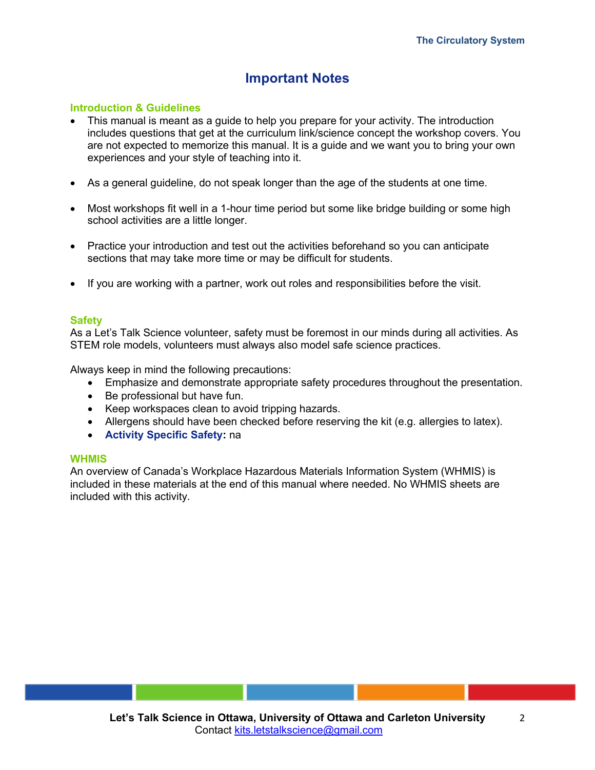# Important Notes

## Introduction & Guidelines

- This manual is meant as a guide to help you prepare for your activity. The introduction includes questions that get at the curriculum link/science concept the workshop covers. You are not expected to memorize this manual. It is a guide and we want you to bring your own experiences and your style of teaching into it.

- As a general guideline, do not speak longer than the age of the students at one time.

- Most workshops fit well in a 1-hour time period but some like bridge building or some high school activities are a little longer.

- Practice your introduction and test out the activities beforehand so you can anticipate sections that may take more time or may be difficult for students.

- If you are working with a partner, work out roles and responsibilities before the visit.

## Safety

As a Let's Talk Science volunteer, safety must be foremost in our minds during all activities. As STEM role models, volunteers must always also model safe science practices.

Always keep in mind the following precautions:

- Emphasize and demonstrate appropriate safety procedures throughout the presentation.
- Be professional but have fun.
- Keep workspaces clean to avoid tripping hazards.
- Allergens should have been checked before reserving the kit (e.g. allergies to latex).
- **Activity Specific Safety:** na

## WHMIS

An overview of Canada's Workplace Hazardous Materials Information System (WHMIS) is included in these materials at the end of this manual where needed. No WHMIS sheets are included with this activity.

**Let's Talk Science in Ottawa, University of Ottawa and Carleton University**
Contact kits.letstalkscience@gmail.com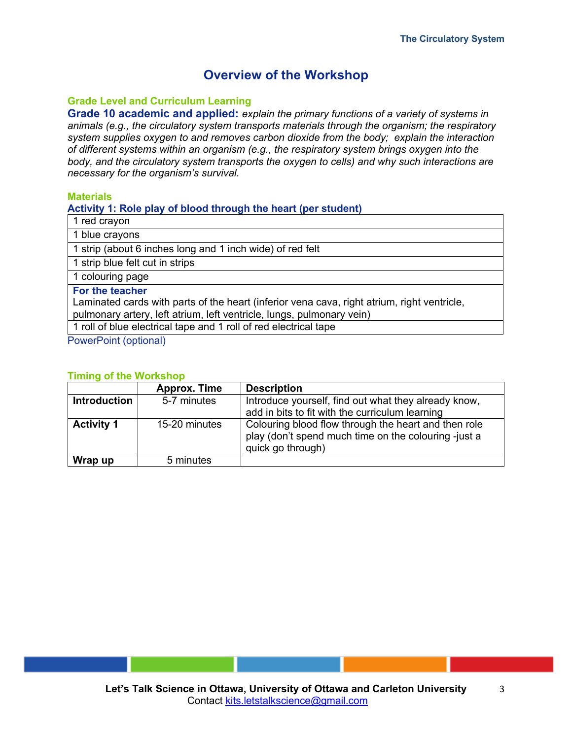# Overview of the Workshop

### Grade Level and Curriculum Learning

**Grade 10 academic and applied:** *explain the primary functions of a variety of systems in animals (e.g., the circulatory system transports materials through the organism; the respiratory system supplies oxygen to and removes carbon dioxide from the body; explain the interaction of different systems within an organism (e.g., the respiratory system brings oxygen into the body, and the circulatory system transports the oxygen to cells) and why such interactions are necessary for the organism's survival.*

### Materials

**Activity 1: Role play of blood through the heart (per student)**

| |
|---|
| 1 red crayon |
| 1 blue crayons |
| 1 strip (about 6 inches long and 1 inch wide) of red felt |
| 1 strip blue felt cut in strips |
| 1 colouring page |
| **For the teacher** Laminated cards with parts of the heart (inferior vena cava, right atrium, right ventricle, pulmonary artery, left atrium, left ventricle, lungs, pulmonary vein) |
| 1 roll of blue electrical tape and 1 roll of red electrical tape |

PowerPoint (optional)

### Timing of the Workshop

| | Approx. Time | Description |
|---|---|---|
| **Introduction** | 5-7 minutes | Introduce yourself, find out what they already know, add in bits to fit with the curriculum learning |
| **Activity 1** | 15-20 minutes | Colouring blood flow through the heart and then role play (don't spend much time on the colouring -just a quick go through) |
| **Wrap up** | 5 minutes | |

**Let's Talk Science in Ottawa, University of Ottawa and Carleton University**
Contact kits.letstalkscience@gmail.com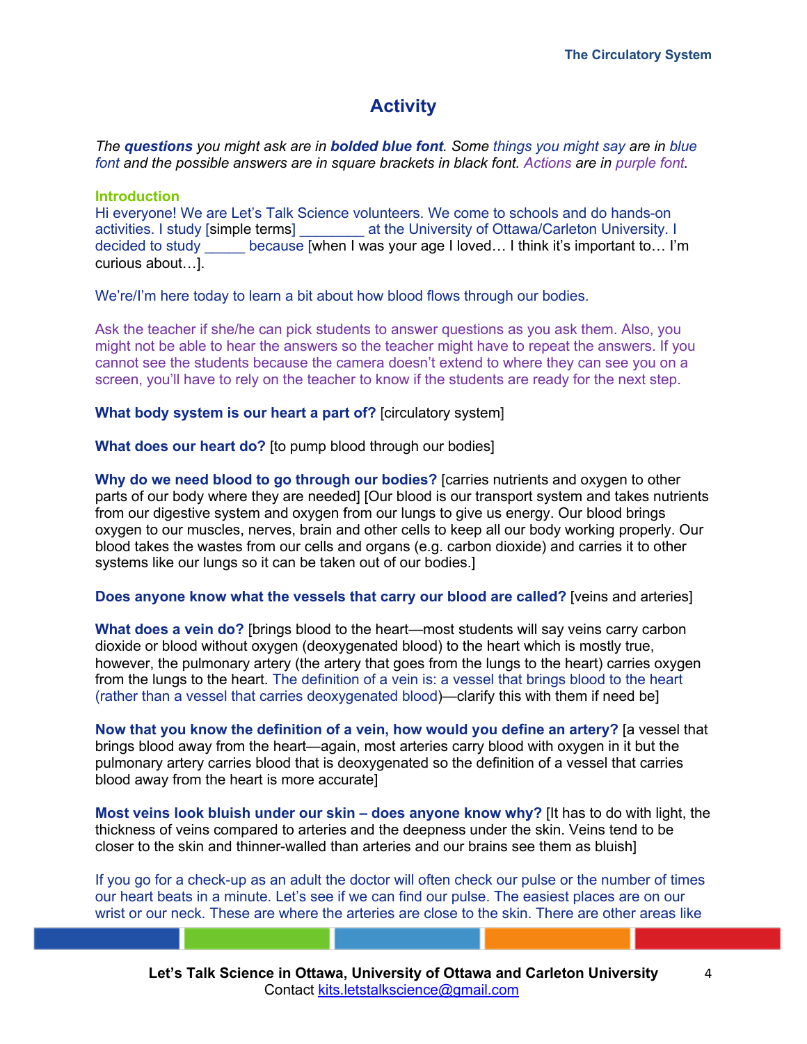# Activity

*The **questions** you might ask are in **bolded blue font**. Some things you might say are in blue font and the possible answers are in square brackets in black font. Actions are in purple font.*

### Introduction

Hi everyone! We are Let's Talk Science volunteers. We come to schools and do hands-on activities. I study [simple terms] ________ at the University of Ottawa/Carleton University. I decided to study _____ because [when I was your age I loved… I think it's important to… I'm curious about…].

We're/I'm here today to learn a bit about how blood flows through our bodies.

Ask the teacher if she/he can pick students to answer questions as you ask them. Also, you might not be able to hear the answers so the teacher might have to repeat the answers. If you cannot see the students because the camera doesn't extend to where they can see you on a screen, you'll have to rely on the teacher to know if the students are ready for the next step.

**What body system is our heart a part of?** [circulatory system]

**What does our heart do?** [to pump blood through our bodies]

**Why do we need blood to go through our bodies?** [carries nutrients and oxygen to other parts of our body where they are needed] [Our blood is our transport system and takes nutrients from our digestive system and oxygen from our lungs to give us energy. Our blood brings oxygen to our muscles, nerves, brain and other cells to keep all our body working properly. Our blood takes the wastes from our cells and organs (e.g. carbon dioxide) and carries it to other systems like our lungs so it can be taken out of our bodies.]

**Does anyone know what the vessels that carry our blood are called?** [veins and arteries]

**What does a vein do?** [brings blood to the heart—most students will say veins carry carbon dioxide or blood without oxygen (deoxygenated blood) to the heart which is mostly true, however, the pulmonary artery (the artery that goes from the lungs to the heart) carries oxygen from the lungs to the heart. The definition of a vein is: a vessel that brings blood to the heart (rather than a vessel that carries deoxygenated blood)—clarify this with them if need be]

**Now that you know the definition of a vein, how would you define an artery?** [a vessel that brings blood away from the heart—again, most arteries carry blood with oxygen in it but the pulmonary artery carries blood that is deoxygenated so the definition of a vessel that carries blood away from the heart is more accurate]

**Most veins look bluish under our skin – does anyone know why?** [It has to do with light, the thickness of veins compared to arteries and the deepness under the skin. Veins tend to be closer to the skin and thinner-walled than arteries and our brains see them as bluish]

If you go for a check-up as an adult the doctor will often check our pulse or the number of times our heart beats in a minute. Let's see if we can find our pulse. The easiest places are on our wrist or our neck. These are where the arteries are close to the skin. There are other areas like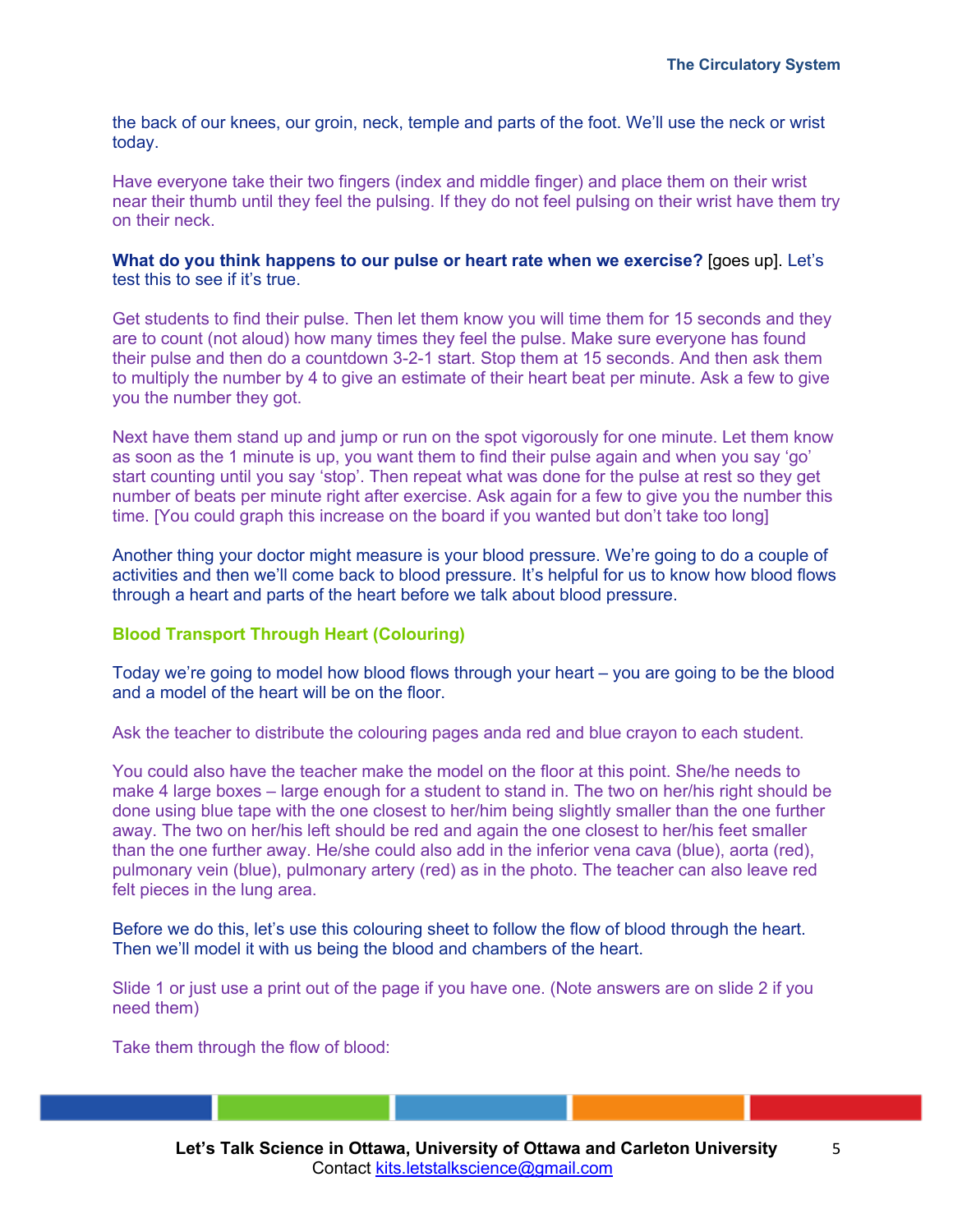the back of our knees, our groin, neck, temple and parts of the foot. We'll use the neck or wrist today.

Have everyone take their two fingers (index and middle finger) and place them on their wrist near their thumb until they feel the pulsing. If they do not feel pulsing on their wrist have them try on their neck.

**What do you think happens to our pulse or heart rate when we exercise?** [goes up]. Let's test this to see if it's true.

Get students to find their pulse. Then let them know you will time them for 15 seconds and they are to count (not aloud) how many times they feel the pulse. Make sure everyone has found their pulse and then do a countdown 3-2-1 start. Stop them at 15 seconds. And then ask them to multiply the number by 4 to give an estimate of their heart beat per minute. Ask a few to give you the number they got.

Next have them stand up and jump or run on the spot vigorously for one minute. Let them know as soon as the 1 minute is up, you want them to find their pulse again and when you say 'go' start counting until you say 'stop'. Then repeat what was done for the pulse at rest so they get number of beats per minute right after exercise. Ask again for a few to give you the number this time. [You could graph this increase on the board if you wanted but don't take too long]

Another thing your doctor might measure is your blood pressure. We're going to do a couple of activities and then we'll come back to blood pressure. It's helpful for us to know how blood flows through a heart and parts of the heart before we talk about blood pressure.

### Blood Transport Through Heart (Colouring)

Today we're going to model how blood flows through your heart – you are going to be the blood and a model of the heart will be on the floor.

Ask the teacher to distribute the colouring pages anda red and blue crayon to each student.

You could also have the teacher make the model on the floor at this point. She/he needs to make 4 large boxes – large enough for a student to stand in. The two on her/his right should be done using blue tape with the one closest to her/him being slightly smaller than the one further away. The two on her/his left should be red and again the one closest to her/his feet smaller than the one further away. He/she could also add in the inferior vena cava (blue), aorta (red), pulmonary vein (blue), pulmonary artery (red) as in the photo. The teacher can also leave red felt pieces in the lung area.

Before we do this, let's use this colouring sheet to follow the flow of blood through the heart. Then we'll model it with us being the blood and chambers of the heart.

Slide 1 or just use a print out of the page if you have one. (Note answers are on slide 2 if you need them)

Take them through the flow of blood: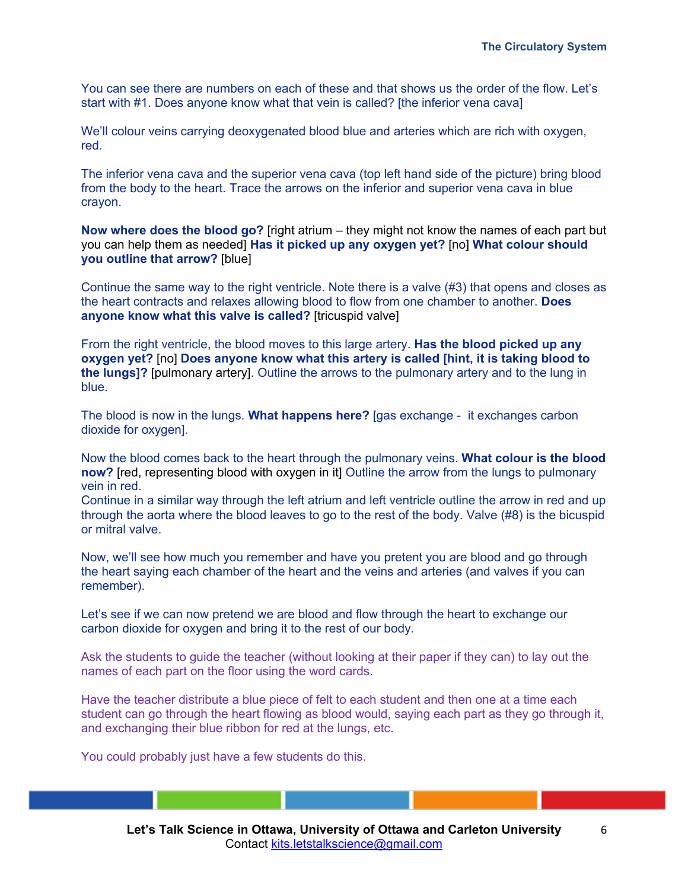You can see there are numbers on each of these and that shows us the order of the flow. Let's start with #1. Does anyone know what that vein is called? [the inferior vena cava]

We'll colour veins carrying deoxygenated blood blue and arteries which are rich with oxygen, red.

The inferior vena cava and the superior vena cava (top left hand side of the picture) bring blood from the body to the heart. Trace the arrows on the inferior and superior vena cava in blue crayon.

**Now where does the blood go?** [right atrium – they might not know the names of each part but you can help them as needed] **Has it picked up any oxygen yet?** [no] **What colour should you outline that arrow?** [blue]

Continue the same way to the right ventricle. Note there is a valve (#3) that opens and closes as the heart contracts and relaxes allowing blood to flow from one chamber to another. **Does anyone know what this valve is called?** [tricuspid valve]

From the right ventricle, the blood moves to this large artery. **Has the blood picked up any oxygen yet?** [no] **Does anyone know what this artery is called [hint, it is taking blood to the lungs]?** [pulmonary artery]. Outline the arrows to the pulmonary artery and to the lung in blue.

The blood is now in the lungs. **What happens here?** [gas exchange - it exchanges carbon dioxide for oxygen].

Now the blood comes back to the heart through the pulmonary veins. **What colour is the blood now?** [red, representing blood with oxygen in it] Outline the arrow from the lungs to pulmonary vein in red.
Continue in a similar way through the left atrium and left ventricle outline the arrow in red and up through the aorta where the blood leaves to go to the rest of the body. Valve (#8) is the bicuspid or mitral valve.

Now, we'll see how much you remember and have you pretent you are blood and go through the heart saying each chamber of the heart and the veins and arteries (and valves if you can remember).

Let's see if we can now pretend we are blood and flow through the heart to exchange our carbon dioxide for oxygen and bring it to the rest of our body.

Ask the students to guide the teacher (without looking at their paper if they can) to lay out the names of each part on the floor using the word cards.

Have the teacher distribute a blue piece of felt to each student and then one at a time each student can go through the heart flowing as blood would, saying each part as they go through it, and exchanging their blue ribbon for red at the lungs, etc.

You could probably just have a few students do this.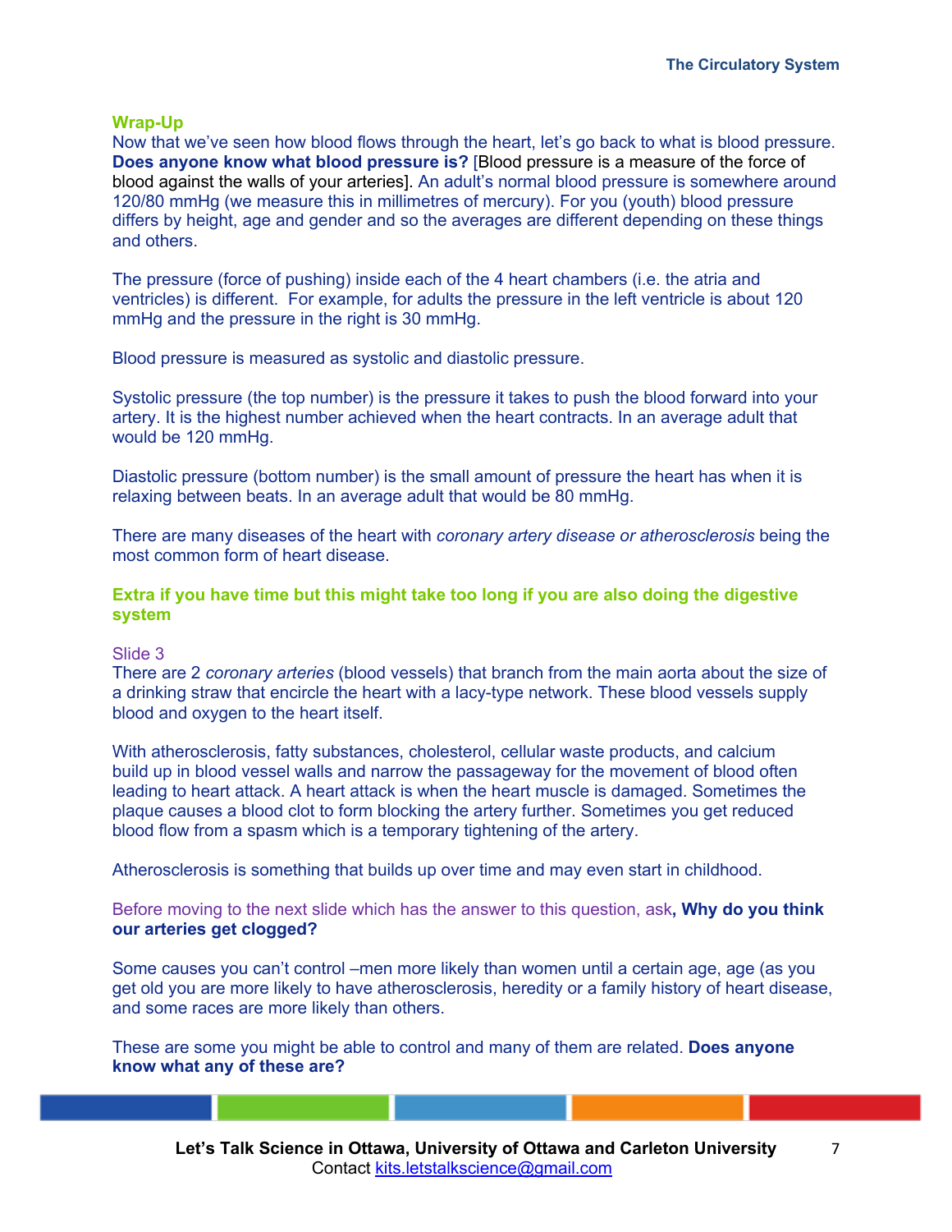## Wrap-Up

Now that we've seen how blood flows through the heart, let's go back to what is blood pressure. **Does anyone know what blood pressure is?** [Blood pressure is a measure of the force of blood against the walls of your arteries]. An adult's normal blood pressure is somewhere around 120/80 mmHg (we measure this in millimetres of mercury). For you (youth) blood pressure differs by height, age and gender and so the averages are different depending on these things and others.

The pressure (force of pushing) inside each of the 4 heart chambers (i.e. the atria and ventricles) is different. For example, for adults the pressure in the left ventricle is about 120 mmHg and the pressure in the right is 30 mmHg.

Blood pressure is measured as systolic and diastolic pressure.

Systolic pressure (the top number) is the pressure it takes to push the blood forward into your artery. It is the highest number achieved when the heart contracts. In an average adult that would be 120 mmHg.

Diastolic pressure (bottom number) is the small amount of pressure the heart has when it is relaxing between beats. In an average adult that would be 80 mmHg.

There are many diseases of the heart with *coronary artery disease or atherosclerosis* being the most common form of heart disease.

### Extra if you have time but this might take too long if you are also doing the digestive system

Slide 3

There are 2 *coronary arteries* (blood vessels) that branch from the main aorta about the size of a drinking straw that encircle the heart with a lacy-type network. These blood vessels supply blood and oxygen to the heart itself.

With atherosclerosis, fatty substances, cholesterol, cellular waste products, and calcium build up in blood vessel walls and narrow the passageway for the movement of blood often leading to heart attack. A heart attack is when the heart muscle is damaged. Sometimes the plaque causes a blood clot to form blocking the artery further. Sometimes you get reduced blood flow from a spasm which is a temporary tightening of the artery.

Atherosclerosis is something that builds up over time and may even start in childhood.

Before moving to the next slide which has the answer to this question, ask**, Why do you think our arteries get clogged?**

Some causes you can't control –men more likely than women until a certain age, age (as you get old you are more likely to have atherosclerosis, heredity or a family history of heart disease, and some races are more likely than others.

These are some you might be able to control and many of them are related. **Does anyone know what any of these are?**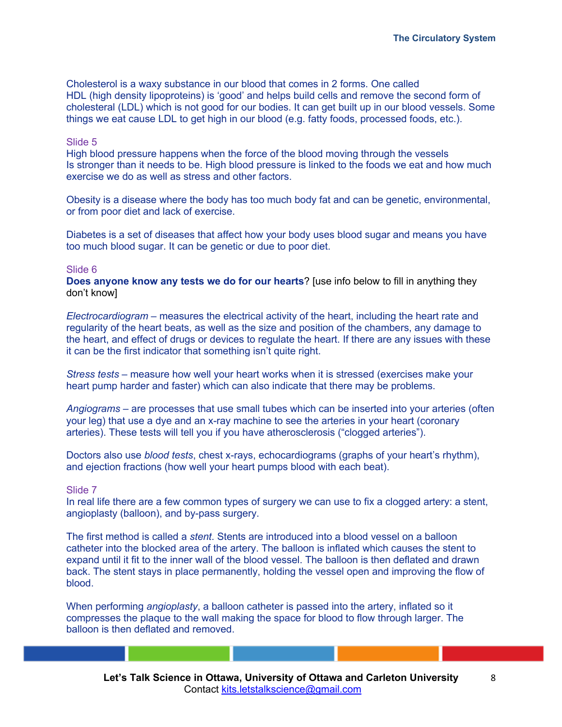Cholesterol is a waxy substance in our blood that comes in 2 forms. One called HDL (high density lipoproteins) is 'good' and helps build cells and remove the second form of cholesteral (LDL) which is not good for our bodies. It can get built up in our blood vessels. Some things we eat cause LDL to get high in our blood (e.g. fatty foods, processed foods, etc.).

Slide 5

High blood pressure happens when the force of the blood moving through the vessels Is stronger than it needs to be. High blood pressure is linked to the foods we eat and how much exercise we do as well as stress and other factors.

Obesity is a disease where the body has too much body fat and can be genetic, environmental, or from poor diet and lack of exercise.

Diabetes is a set of diseases that affect how your body uses blood sugar and means you have too much blood sugar. It can be genetic or due to poor diet.

Slide 6

**Does anyone know any tests we do for our hearts**? [use info below to fill in anything they don't know]

*Electrocardiogram* – measures the electrical activity of the heart, including the heart rate and regularity of the heart beats, as well as the size and position of the chambers, any damage to the heart, and effect of drugs or devices to regulate the heart. If there are any issues with these it can be the first indicator that something isn't quite right.

*Stress tests* – measure how well your heart works when it is stressed (exercises make your heart pump harder and faster) which can also indicate that there may be problems.

*Angiograms* – are processes that use small tubes which can be inserted into your arteries (often your leg) that use a dye and an x-ray machine to see the arteries in your heart (coronary arteries). These tests will tell you if you have atherosclerosis ("clogged arteries").

Doctors also use *blood tests*, chest x-rays, echocardiograms (graphs of your heart's rhythm), and ejection fractions (how well your heart pumps blood with each beat).

Slide 7

In real life there are a few common types of surgery we can use to fix a clogged artery: a stent, angioplasty (balloon), and by-pass surgery.

The first method is called a *stent*. Stents are introduced into a blood vessel on a balloon catheter into the blocked area of the artery. The balloon is inflated which causes the stent to expand until it fit to the inner wall of the blood vessel. The balloon is then deflated and drawn back. The stent stays in place permanently, holding the vessel open and improving the flow of blood.

When performing *angioplasty*, a balloon catheter is passed into the artery, inflated so it compresses the plaque to the wall making the space for blood to flow through larger. The balloon is then deflated and removed.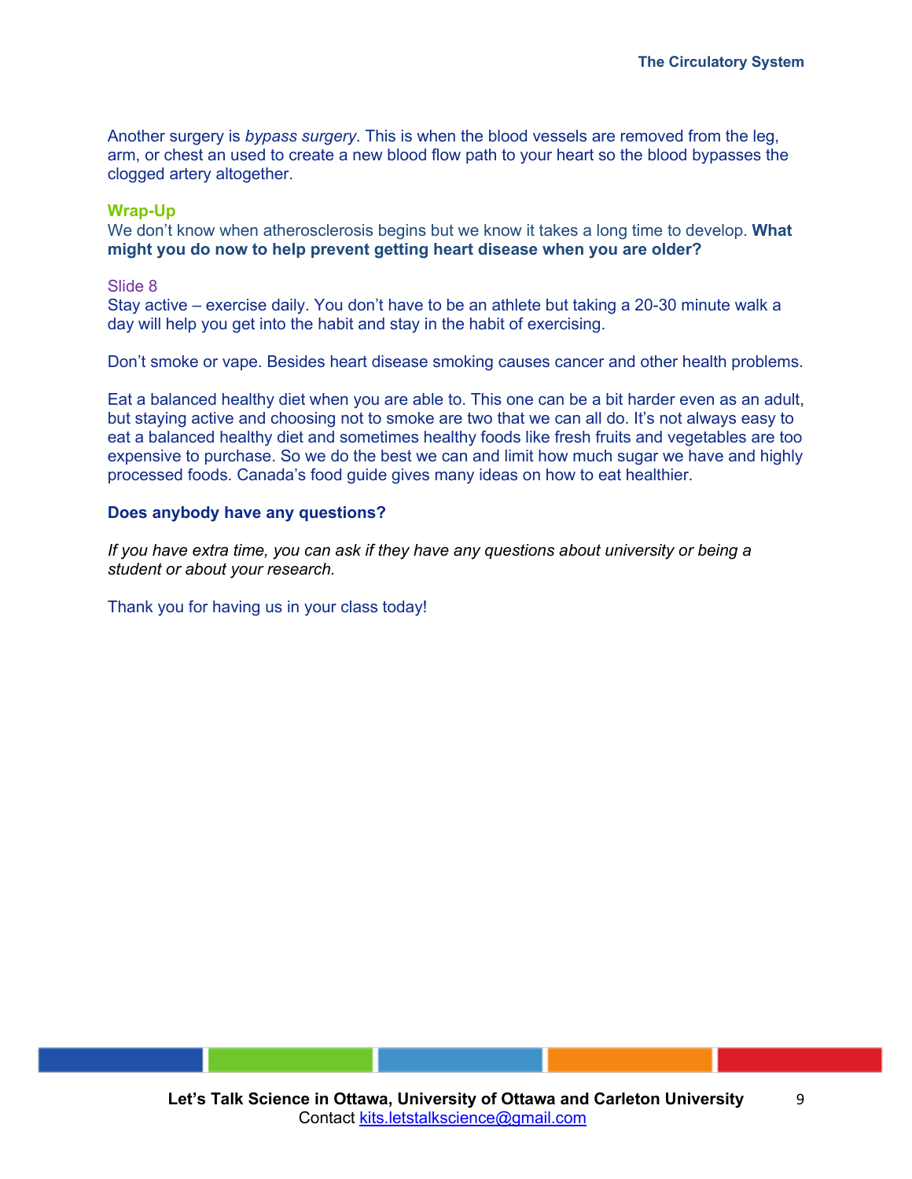Another surgery is *bypass surgery*. This is when the blood vessels are removed from the leg, arm, or chest an used to create a new blood flow path to your heart so the blood bypasses the clogged artery altogether.

**Wrap-Up**

We don't know when atherosclerosis begins but we know it takes a long time to develop. **What might you do now to help prevent getting heart disease when you are older?**

Slide 8

Stay active – exercise daily. You don't have to be an athlete but taking a 20-30 minute walk a day will help you get into the habit and stay in the habit of exercising.

Don't smoke or vape. Besides heart disease smoking causes cancer and other health problems.

Eat a balanced healthy diet when you are able to. This one can be a bit harder even as an adult, but staying active and choosing not to smoke are two that we can all do. It's not always easy to eat a balanced healthy diet and sometimes healthy foods like fresh fruits and vegetables are too expensive to purchase. So we do the best we can and limit how much sugar we have and highly processed foods. Canada's food guide gives many ideas on how to eat healthier.

**Does anybody have any questions?**

*If you have extra time, you can ask if they have any questions about university or being a student or about your research.*

Thank you for having us in your class today!